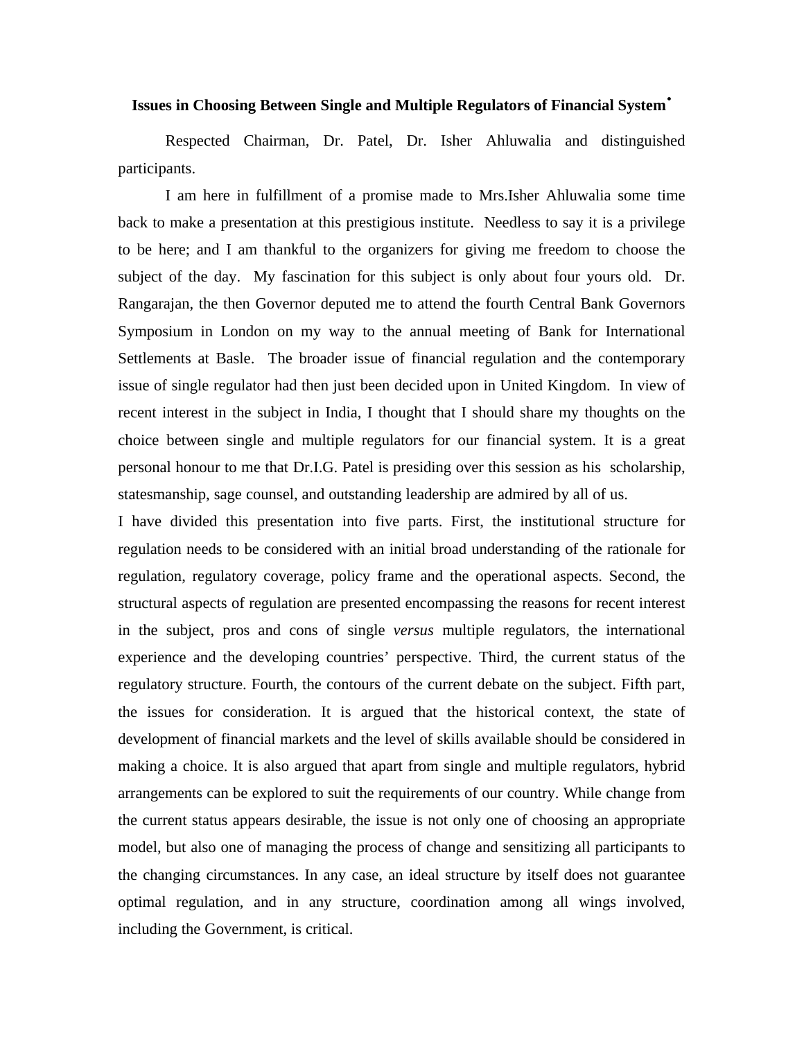# Issues in Choosing Between Single and Multiple Regulators of Financial System•

Respected Chairman, Dr. Patel, Dr. Isher Ahluwalia and distinguished participants.

I am here in fulfillment of a promise made to Mrs.Isher Ahluwalia some time back to make a presentation at this prestigious institute. Needless to say it is a privilege to be here; and I am thankful to the organizers for giving me freedom to choose the subject of the day. My fascination for this subject is only about four yours old. Dr. Rangarajan, the then Governor deputed me to attend the fourth Central Bank Governors Symposium in London on my way to the annual meeting of Bank for International Settlements at Basle. The broader issue of financial regulation and the contemporary issue of single regulator had then just been decided upon in United Kingdom. In view of recent interest in the subject in India, I thought that I should share my thoughts on the choice between single and multiple regulators for our financial system. It is a great personal honour to me that Dr.I.G. Patel is presiding over this session as his scholarship, statesmanship, sage counsel, and outstanding leadership are admired by all of us.

I have divided this presentation into five parts. First, the institutional structure for regulation needs to be considered with an initial broad understanding of the rationale for regulation, regulatory coverage, policy frame and the operational aspects. Second, the structural aspects of regulation are presented encompassing the reasons for recent interest in the subject, pros and cons of single *versus* multiple regulators, the international experience and the developing countries' perspective. Third, the current status of the regulatory structure. Fourth, the contours of the current debate on the subject. Fifth part, the issues for consideration. It is argued that the historical context, the state of development of financial markets and the level of skills available should be considered in making a choice. It is also argued that apart from single and multiple regulators, hybrid arrangements can be explored to suit the requirements of our country. While change from the current status appears desirable, the issue is not only one of choosing an appropriate model, but also one of managing the process of change and sensitizing all participants to the changing circumstances. In any case, an ideal structure by itself does not guarantee optimal regulation, and in any structure, coordination among all wings involved, including the Government, is critical.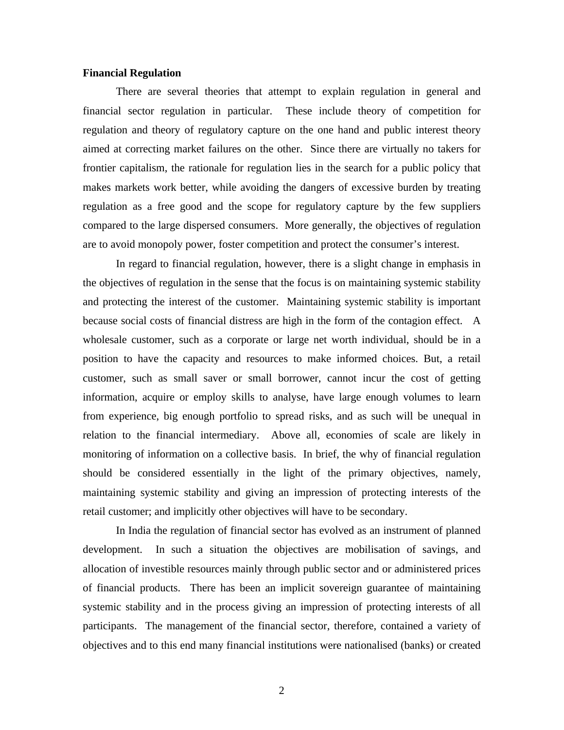**Financial Regulation**

There are several theories that attempt to explain regulation in general and financial sector regulation in particular. These include theory of competition for regulation and theory of regulatory capture on the one hand and public interest theory aimed at correcting market failures on the other. Since there are virtually no takers for frontier capitalism, the rationale for regulation lies in the search for a public policy that makes markets work better, while avoiding the dangers of excessive burden by treating regulation as a free good and the scope for regulatory capture by the few suppliers compared to the large dispersed consumers. More generally, the objectives of regulation are to avoid monopoly power, foster competition and protect the consumer's interest.

In regard to financial regulation, however, there is a slight change in emphasis in the objectives of regulation in the sense that the focus is on maintaining systemic stability and protecting the interest of the customer. Maintaining systemic stability is important because social costs of financial distress are high in the form of the contagion effect. A wholesale customer, such as a corporate or large net worth individual, should be in a position to have the capacity and resources to make informed choices. But, a retail customer, such as small saver or small borrower, cannot incur the cost of getting information, acquire or employ skills to analyse, have large enough volumes to learn from experience, big enough portfolio to spread risks, and as such will be unequal in relation to the financial intermediary. Above all, economies of scale are likely in monitoring of information on a collective basis. In brief, the why of financial regulation should be considered essentially in the light of the primary objectives, namely, maintaining systemic stability and giving an impression of protecting interests of the retail customer; and implicitly other objectives will have to be secondary.

In India the regulation of financial sector has evolved as an instrument of planned development. In such a situation the objectives are mobilisation of savings, and allocation of investible resources mainly through public sector and or administered prices of financial products. There has been an implicit sovereign guarantee of maintaining systemic stability and in the process giving an impression of protecting interests of all participants. The management of the financial sector, therefore, contained a variety of objectives and to this end many financial institutions were nationalised (banks) or created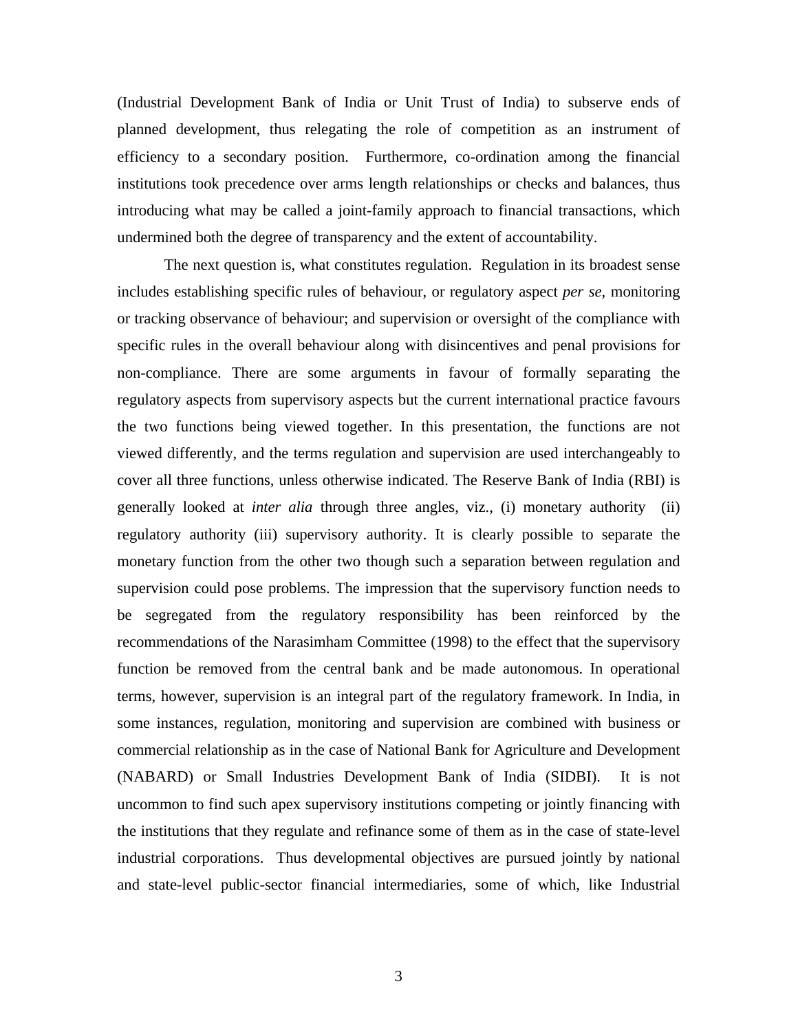(Industrial Development Bank of India or Unit Trust of India) to subserve ends of planned development, thus relegating the role of competition as an instrument of efficiency to a secondary position. Furthermore, co-ordination among the financial institutions took precedence over arms length relationships or checks and balances, thus introducing what may be called a joint-family approach to financial transactions, which undermined both the degree of transparency and the extent of accountability.

The next question is, what constitutes regulation. Regulation in its broadest sense includes establishing specific rules of behaviour, or regulatory aspect *per se*, monitoring or tracking observance of behaviour; and supervision or oversight of the compliance with specific rules in the overall behaviour along with disincentives and penal provisions for non-compliance. There are some arguments in favour of formally separating the regulatory aspects from supervisory aspects but the current international practice favours the two functions being viewed together. In this presentation, the functions are not viewed differently, and the terms regulation and supervision are used interchangeably to cover all three functions, unless otherwise indicated. The Reserve Bank of India (RBI) is generally looked at *inter alia* through three angles, viz., (i) monetary authority (ii) regulatory authority (iii) supervisory authority. It is clearly possible to separate the monetary function from the other two though such a separation between regulation and supervision could pose problems. The impression that the supervisory function needs to be segregated from the regulatory responsibility has been reinforced by the recommendations of the Narasimham Committee (1998) to the effect that the supervisory function be removed from the central bank and be made autonomous. In operational terms, however, supervision is an integral part of the regulatory framework. In India, in some instances, regulation, monitoring and supervision are combined with business or commercial relationship as in the case of National Bank for Agriculture and Development (NABARD) or Small Industries Development Bank of India (SIDBI). It is not uncommon to find such apex supervisory institutions competing or jointly financing with the institutions that they regulate and refinance some of them as in the case of state-level industrial corporations. Thus developmental objectives are pursued jointly by national and state-level public-sector financial intermediaries, some of which, like Industrial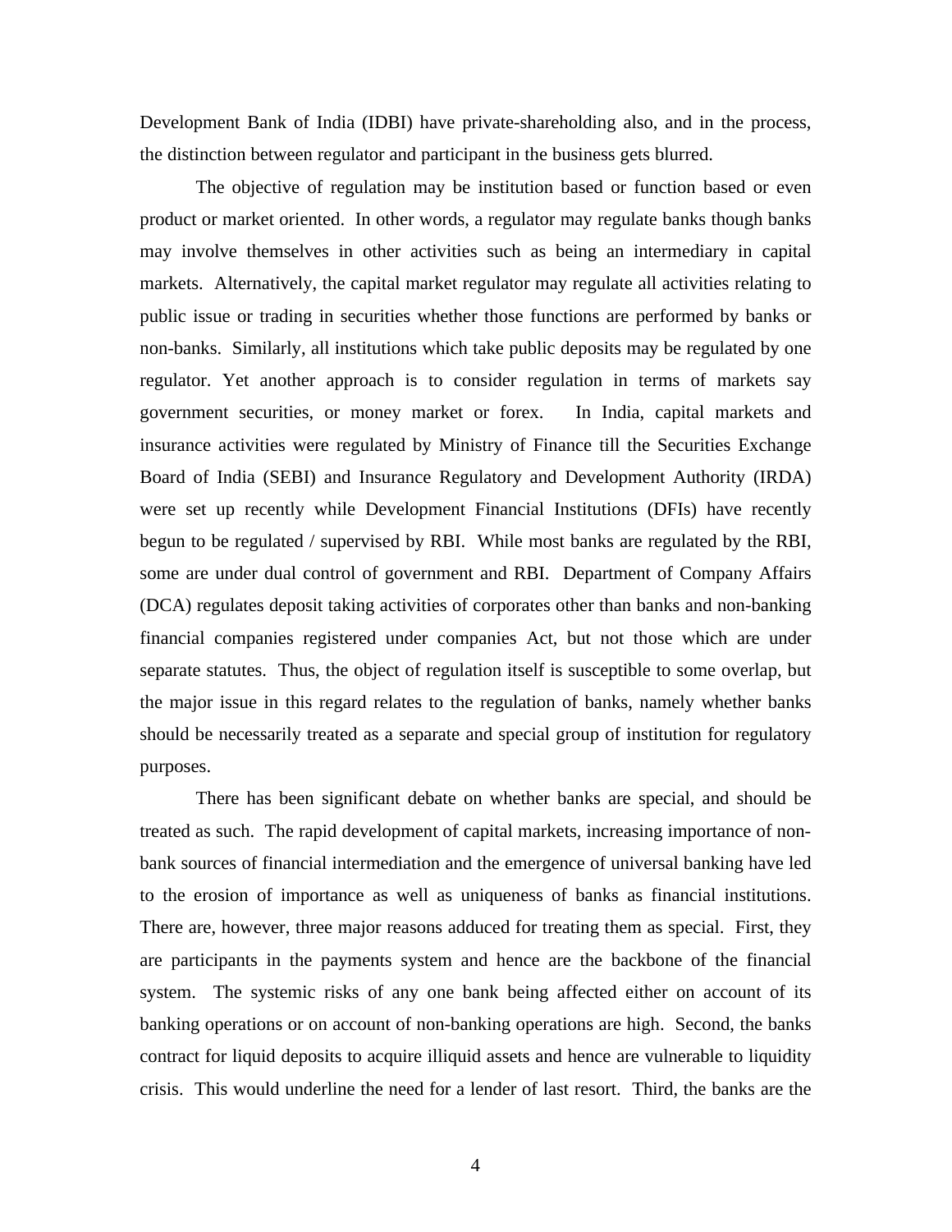Development Bank of India (IDBI) have private-shareholding also, and in the process, the distinction between regulator and participant in the business gets blurred.

The objective of regulation may be institution based or function based or even product or market oriented. In other words, a regulator may regulate banks though banks may involve themselves in other activities such as being an intermediary in capital markets. Alternatively, the capital market regulator may regulate all activities relating to public issue or trading in securities whether those functions are performed by banks or non-banks. Similarly, all institutions which take public deposits may be regulated by one regulator. Yet another approach is to consider regulation in terms of markets say government securities, or money market or forex. In India, capital markets and insurance activities were regulated by Ministry of Finance till the Securities Exchange Board of India (SEBI) and Insurance Regulatory and Development Authority (IRDA) were set up recently while Development Financial Institutions (DFIs) have recently begun to be regulated / supervised by RBI. While most banks are regulated by the RBI, some are under dual control of government and RBI. Department of Company Affairs (DCA) regulates deposit taking activities of corporates other than banks and non-banking financial companies registered under companies Act, but not those which are under separate statutes. Thus, the object of regulation itself is susceptible to some overlap, but the major issue in this regard relates to the regulation of banks, namely whether banks should be necessarily treated as a separate and special group of institution for regulatory purposes.

There has been significant debate on whether banks are special, and should be treated as such. The rapid development of capital markets, increasing importance of non-bank sources of financial intermediation and the emergence of universal banking have led to the erosion of importance as well as uniqueness of banks as financial institutions. There are, however, three major reasons adduced for treating them as special. First, they are participants in the payments system and hence are the backbone of the financial system. The systemic risks of any one bank being affected either on account of its banking operations or on account of non-banking operations are high. Second, the banks contract for liquid deposits to acquire illiquid assets and hence are vulnerable to liquidity crisis. This would underline the need for a lender of last resort. Third, the banks are the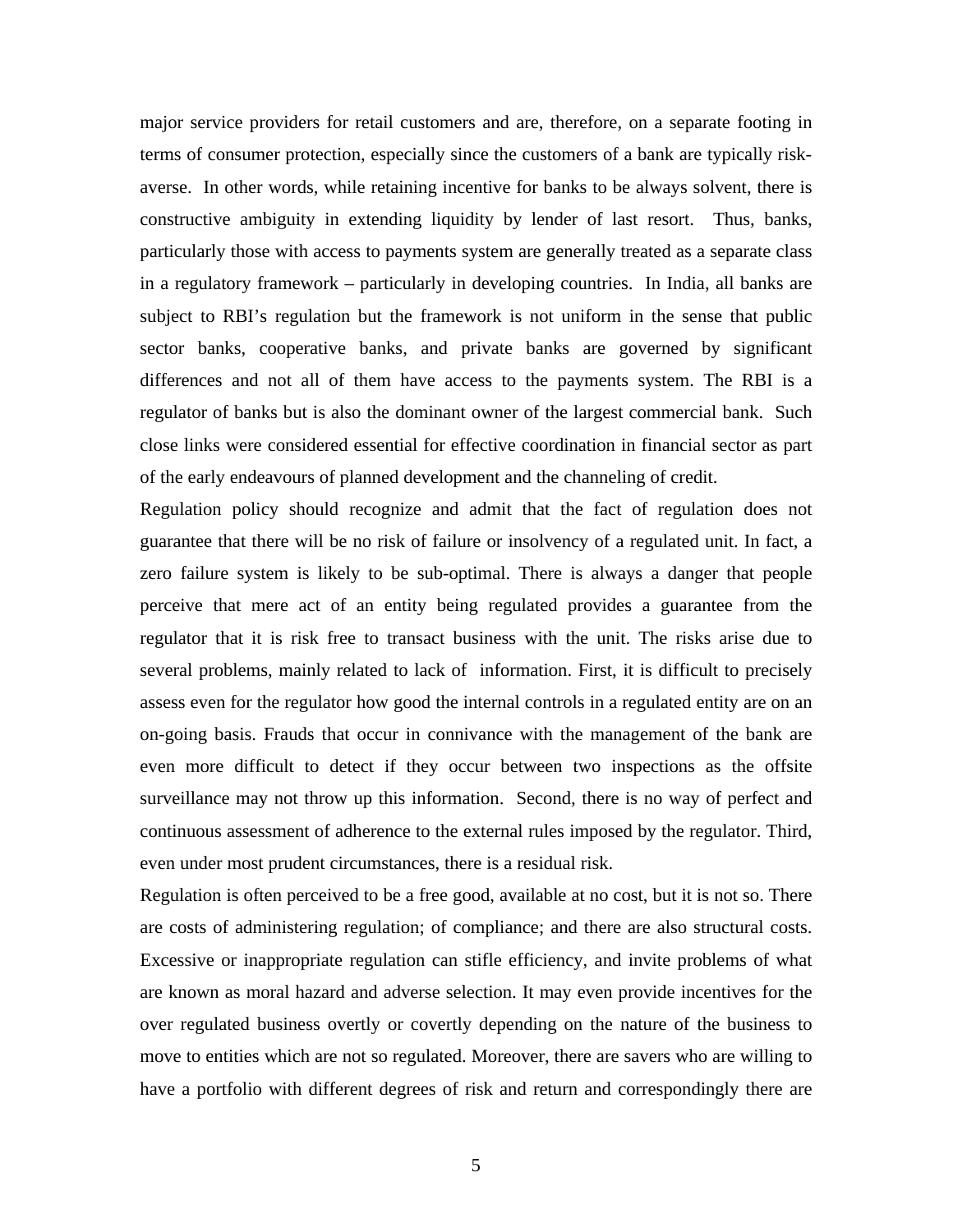major service providers for retail customers and are, therefore, on a separate footing in terms of consumer protection, especially since the customers of a bank are typically risk-averse. In other words, while retaining incentive for banks to be always solvent, there is constructive ambiguity in extending liquidity by lender of last resort. Thus, banks, particularly those with access to payments system are generally treated as a separate class in a regulatory framework – particularly in developing countries. In India, all banks are subject to RBI's regulation but the framework is not uniform in the sense that public sector banks, cooperative banks, and private banks are governed by significant differences and not all of them have access to the payments system. The RBI is a regulator of banks but is also the dominant owner of the largest commercial bank. Such close links were considered essential for effective coordination in financial sector as part of the early endeavours of planned development and the channeling of credit.

Regulation policy should recognize and admit that the fact of regulation does not guarantee that there will be no risk of failure or insolvency of a regulated unit. In fact, a zero failure system is likely to be sub-optimal. There is always a danger that people perceive that mere act of an entity being regulated provides a guarantee from the regulator that it is risk free to transact business with the unit. The risks arise due to several problems, mainly related to lack of information. First, it is difficult to precisely assess even for the regulator how good the internal controls in a regulated entity are on an on-going basis. Frauds that occur in connivance with the management of the bank are even more difficult to detect if they occur between two inspections as the offsite surveillance may not throw up this information. Second, there is no way of perfect and continuous assessment of adherence to the external rules imposed by the regulator. Third, even under most prudent circumstances, there is a residual risk.

Regulation is often perceived to be a free good, available at no cost, but it is not so. There are costs of administering regulation; of compliance; and there are also structural costs. Excessive or inappropriate regulation can stifle efficiency, and invite problems of what are known as moral hazard and adverse selection. It may even provide incentives for the over regulated business overtly or covertly depending on the nature of the business to move to entities which are not so regulated. Moreover, there are savers who are willing to have a portfolio with different degrees of risk and return and correspondingly there are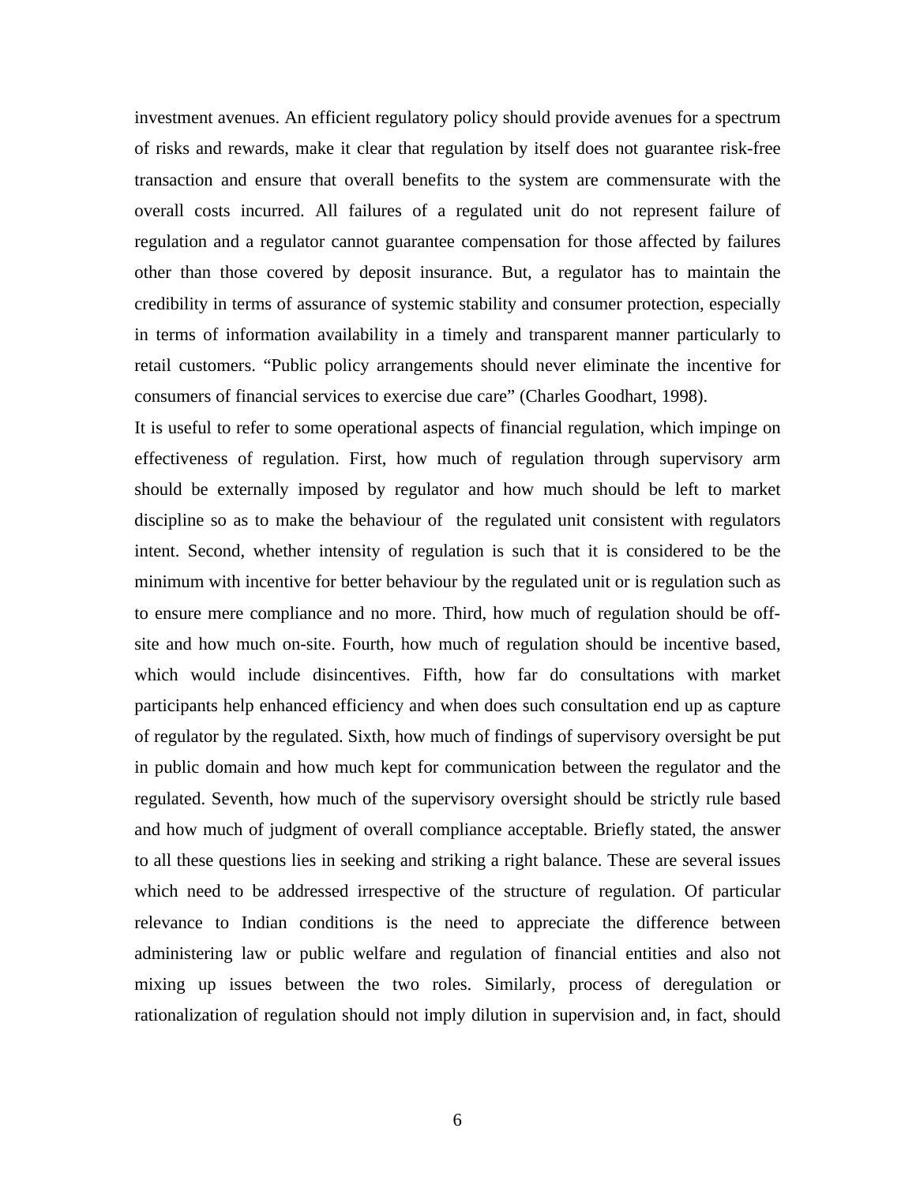investment avenues. An efficient regulatory policy should provide avenues for a spectrum of risks and rewards, make it clear that regulation by itself does not guarantee risk-free transaction and ensure that overall benefits to the system are commensurate with the overall costs incurred. All failures of a regulated unit do not represent failure of regulation and a regulator cannot guarantee compensation for those affected by failures other than those covered by deposit insurance. But, a regulator has to maintain the credibility in terms of assurance of systemic stability and consumer protection, especially in terms of information availability in a timely and transparent manner particularly to retail customers. "Public policy arrangements should never eliminate the incentive for consumers of financial services to exercise due care" (Charles Goodhart, 1998).

It is useful to refer to some operational aspects of financial regulation, which impinge on effectiveness of regulation. First, how much of regulation through supervisory arm should be externally imposed by regulator and how much should be left to market discipline so as to make the behaviour of the regulated unit consistent with regulators intent. Second, whether intensity of regulation is such that it is considered to be the minimum with incentive for better behaviour by the regulated unit or is regulation such as to ensure mere compliance and no more. Third, how much of regulation should be off-site and how much on-site. Fourth, how much of regulation should be incentive based, which would include disincentives. Fifth, how far do consultations with market participants help enhanced efficiency and when does such consultation end up as capture of regulator by the regulated. Sixth, how much of findings of supervisory oversight be put in public domain and how much kept for communication between the regulator and the regulated. Seventh, how much of the supervisory oversight should be strictly rule based and how much of judgment of overall compliance acceptable. Briefly stated, the answer to all these questions lies in seeking and striking a right balance. These are several issues which need to be addressed irrespective of the structure of regulation. Of particular relevance to Indian conditions is the need to appreciate the difference between administering law or public welfare and regulation of financial entities and also not mixing up issues between the two roles. Similarly, process of deregulation or rationalization of regulation should not imply dilution in supervision and, in fact, should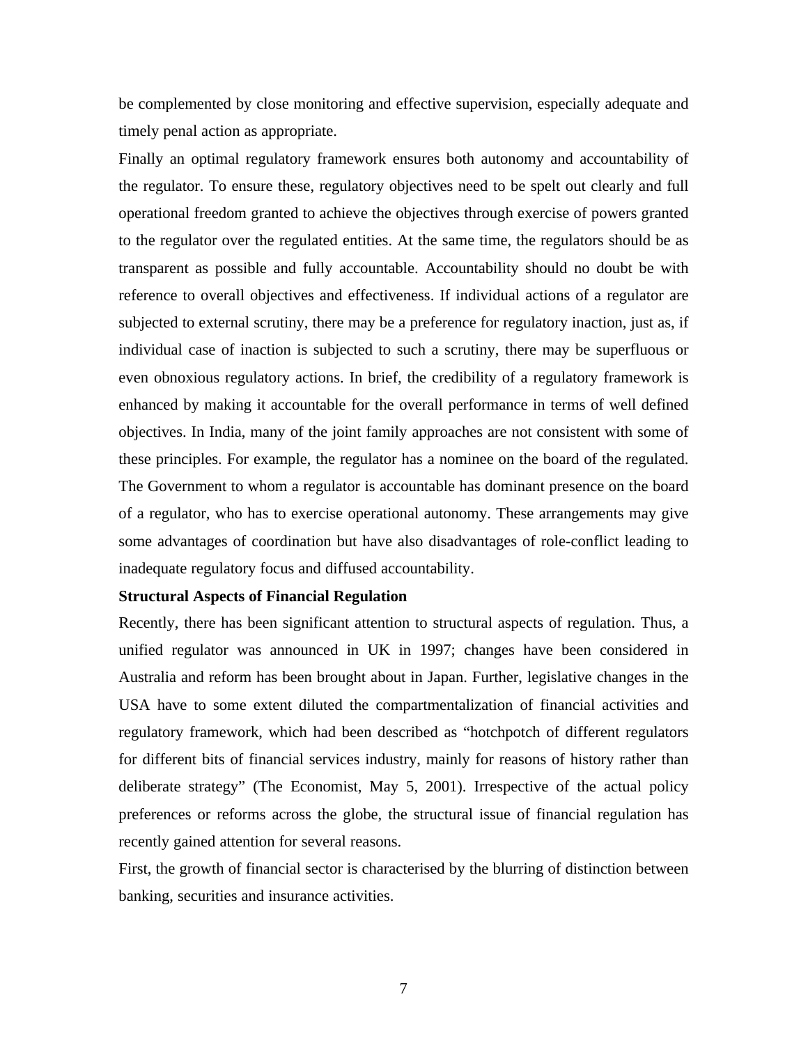be complemented by close monitoring and effective supervision, especially adequate and timely penal action as appropriate.

Finally an optimal regulatory framework ensures both autonomy and accountability of the regulator. To ensure these, regulatory objectives need to be spelt out clearly and full operational freedom granted to achieve the objectives through exercise of powers granted to the regulator over the regulated entities. At the same time, the regulators should be as transparent as possible and fully accountable. Accountability should no doubt be with reference to overall objectives and effectiveness. If individual actions of a regulator are subjected to external scrutiny, there may be a preference for regulatory inaction, just as, if individual case of inaction is subjected to such a scrutiny, there may be superfluous or even obnoxious regulatory actions. In brief, the credibility of a regulatory framework is enhanced by making it accountable for the overall performance in terms of well defined objectives. In India, many of the joint family approaches are not consistent with some of these principles. For example, the regulator has a nominee on the board of the regulated. The Government to whom a regulator is accountable has dominant presence on the board of a regulator, who has to exercise operational autonomy. These arrangements may give some advantages of coordination but have also disadvantages of role-conflict leading to inadequate regulatory focus and diffused accountability.

**Structural Aspects of Financial Regulation**

Recently, there has been significant attention to structural aspects of regulation. Thus, a unified regulator was announced in UK in 1997; changes have been considered in Australia and reform has been brought about in Japan. Further, legislative changes in the USA have to some extent diluted the compartmentalization of financial activities and regulatory framework, which had been described as "hotchpotch of different regulators for different bits of financial services industry, mainly for reasons of history rather than deliberate strategy" (The Economist, May 5, 2001). Irrespective of the actual policy preferences or reforms across the globe, the structural issue of financial regulation has recently gained attention for several reasons.

First, the growth of financial sector is characterised by the blurring of distinction between banking, securities and insurance activities.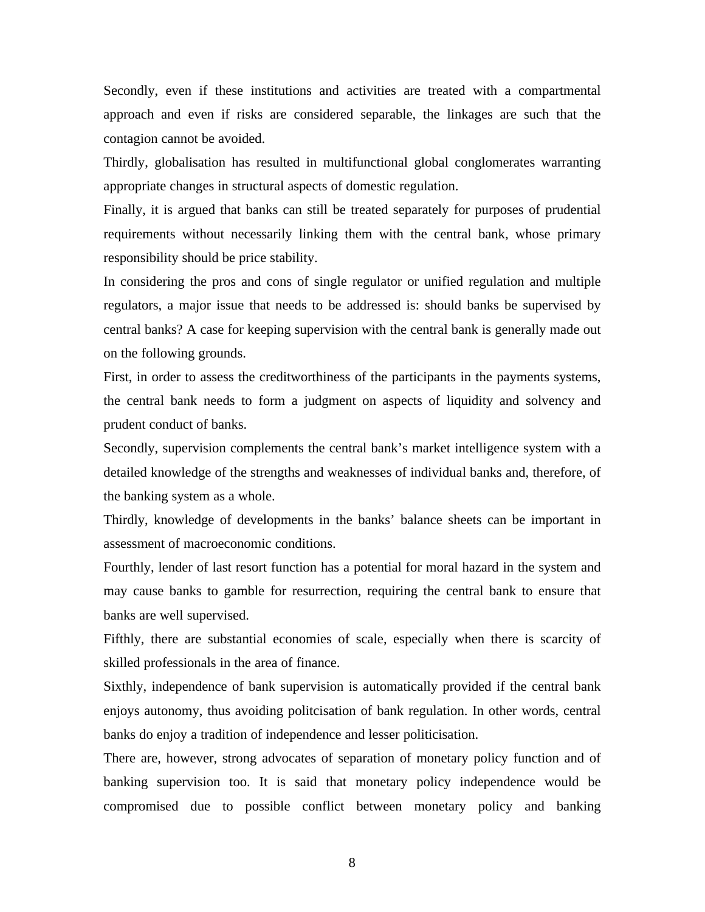Secondly, even if these institutions and activities are treated with a compartmental approach and even if risks are considered separable, the linkages are such that the contagion cannot be avoided.

Thirdly, globalisation has resulted in multifunctional global conglomerates warranting appropriate changes in structural aspects of domestic regulation.

Finally, it is argued that banks can still be treated separately for purposes of prudential requirements without necessarily linking them with the central bank, whose primary responsibility should be price stability.

In considering the pros and cons of single regulator or unified regulation and multiple regulators, a major issue that needs to be addressed is: should banks be supervised by central banks? A case for keeping supervision with the central bank is generally made out on the following grounds.

First, in order to assess the creditworthiness of the participants in the payments systems, the central bank needs to form a judgment on aspects of liquidity and solvency and prudent conduct of banks.

Secondly, supervision complements the central bank's market intelligence system with a detailed knowledge of the strengths and weaknesses of individual banks and, therefore, of the banking system as a whole.

Thirdly, knowledge of developments in the banks' balance sheets can be important in assessment of macroeconomic conditions.

Fourthly, lender of last resort function has a potential for moral hazard in the system and may cause banks to gamble for resurrection, requiring the central bank to ensure that banks are well supervised.

Fifthly, there are substantial economies of scale, especially when there is scarcity of skilled professionals in the area of finance.

Sixthly, independence of bank supervision is automatically provided if the central bank enjoys autonomy, thus avoiding politcisation of bank regulation. In other words, central banks do enjoy a tradition of independence and lesser politicisation.

There are, however, strong advocates of separation of monetary policy function and of banking supervision too. It is said that monetary policy independence would be compromised due to possible conflict between monetary policy and banking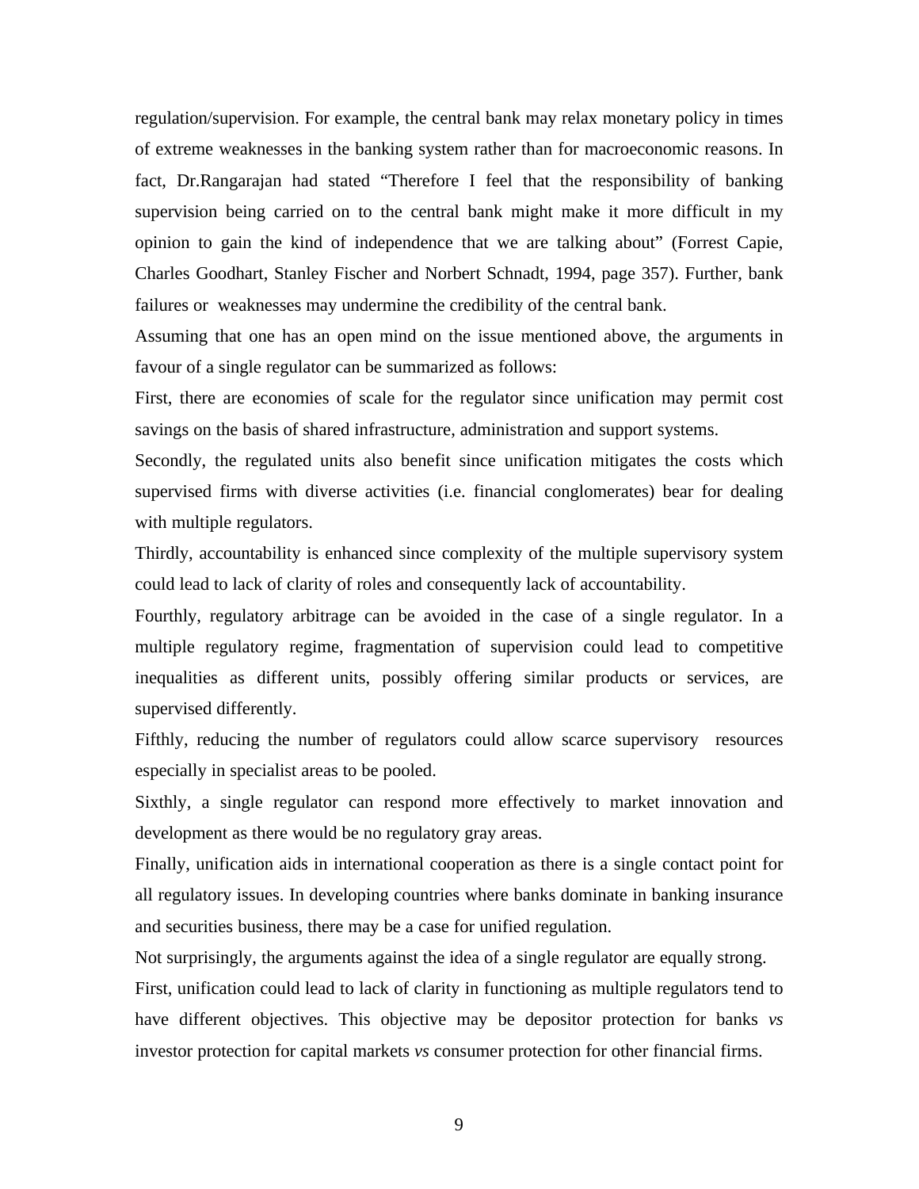regulation/supervision. For example, the central bank may relax monetary policy in times of extreme weaknesses in the banking system rather than for macroeconomic reasons. In fact, Dr.Rangarajan had stated "Therefore I feel that the responsibility of banking supervision being carried on to the central bank might make it more difficult in my opinion to gain the kind of independence that we are talking about" (Forrest Capie, Charles Goodhart, Stanley Fischer and Norbert Schnadt, 1994, page 357). Further, bank failures or weaknesses may undermine the credibility of the central bank.

Assuming that one has an open mind on the issue mentioned above, the arguments in favour of a single regulator can be summarized as follows:

First, there are economies of scale for the regulator since unification may permit cost savings on the basis of shared infrastructure, administration and support systems.

Secondly, the regulated units also benefit since unification mitigates the costs which supervised firms with diverse activities (i.e. financial conglomerates) bear for dealing with multiple regulators.

Thirdly, accountability is enhanced since complexity of the multiple supervisory system could lead to lack of clarity of roles and consequently lack of accountability.

Fourthly, regulatory arbitrage can be avoided in the case of a single regulator. In a multiple regulatory regime, fragmentation of supervision could lead to competitive inequalities as different units, possibly offering similar products or services, are supervised differently.

Fifthly, reducing the number of regulators could allow scarce supervisory resources especially in specialist areas to be pooled.

Sixthly, a single regulator can respond more effectively to market innovation and development as there would be no regulatory gray areas.

Finally, unification aids in international cooperation as there is a single contact point for all regulatory issues. In developing countries where banks dominate in banking insurance and securities business, there may be a case for unified regulation.

Not surprisingly, the arguments against the idea of a single regulator are equally strong.

First, unification could lead to lack of clarity in functioning as multiple regulators tend to have different objectives. This objective may be depositor protection for banks *vs* investor protection for capital markets *vs* consumer protection for other financial firms.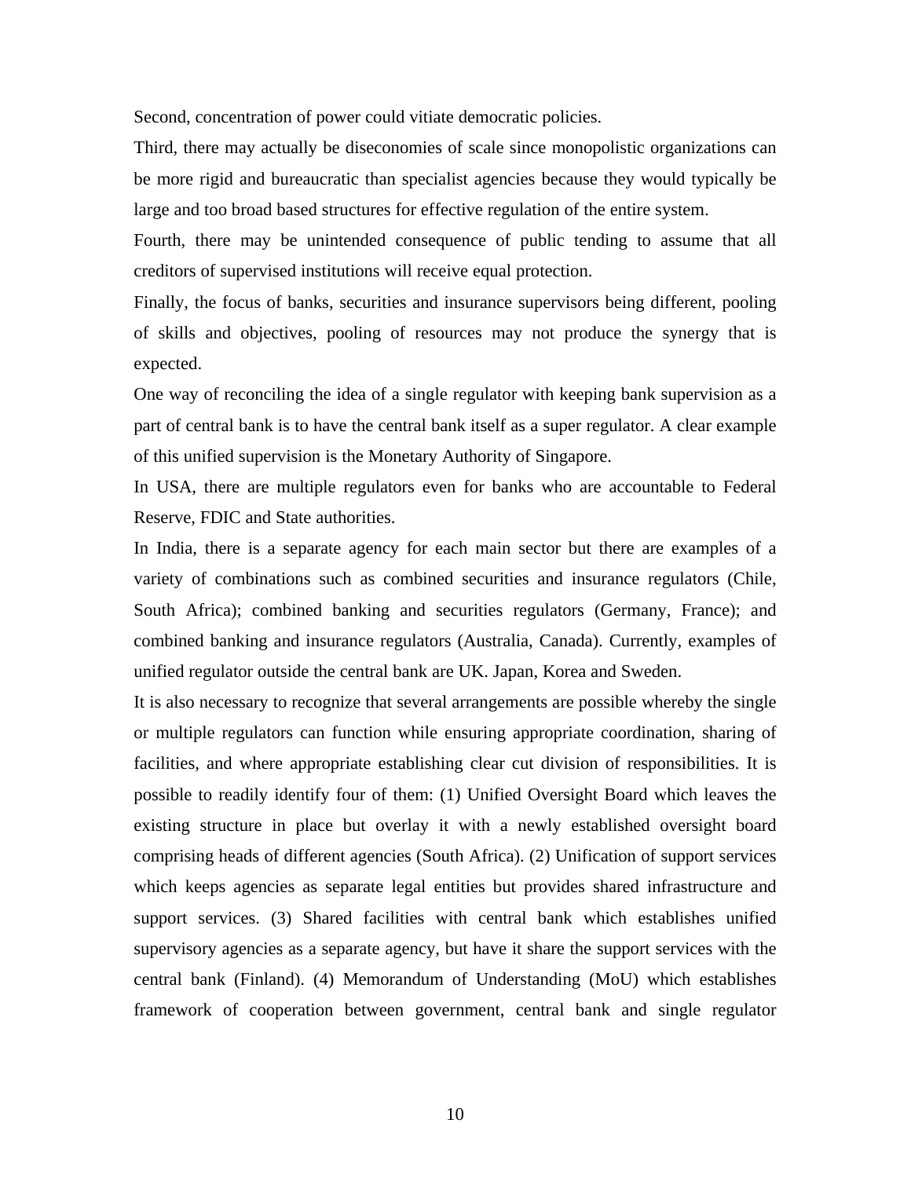Second, concentration of power could vitiate democratic policies.

Third, there may actually be diseconomies of scale since monopolistic organizations can be more rigid and bureaucratic than specialist agencies because they would typically be large and too broad based structures for effective regulation of the entire system.

Fourth, there may be unintended consequence of public tending to assume that all creditors of supervised institutions will receive equal protection.

Finally, the focus of banks, securities and insurance supervisors being different, pooling of skills and objectives, pooling of resources may not produce the synergy that is expected.

One way of reconciling the idea of a single regulator with keeping bank supervision as a part of central bank is to have the central bank itself as a super regulator. A clear example of this unified supervision is the Monetary Authority of Singapore.

In USA, there are multiple regulators even for banks who are accountable to Federal Reserve, FDIC and State authorities.

In India, there is a separate agency for each main sector but there are examples of a variety of combinations such as combined securities and insurance regulators (Chile, South Africa); combined banking and securities regulators (Germany, France); and combined banking and insurance regulators (Australia, Canada). Currently, examples of unified regulator outside the central bank are UK. Japan, Korea and Sweden.

It is also necessary to recognize that several arrangements are possible whereby the single or multiple regulators can function while ensuring appropriate coordination, sharing of facilities, and where appropriate establishing clear cut division of responsibilities. It is possible to readily identify four of them: (1) Unified Oversight Board which leaves the existing structure in place but overlay it with a newly established oversight board comprising heads of different agencies (South Africa). (2) Unification of support services which keeps agencies as separate legal entities but provides shared infrastructure and support services. (3) Shared facilities with central bank which establishes unified supervisory agencies as a separate agency, but have it share the support services with the central bank (Finland). (4) Memorandum of Understanding (MoU) which establishes framework of cooperation between government, central bank and single regulator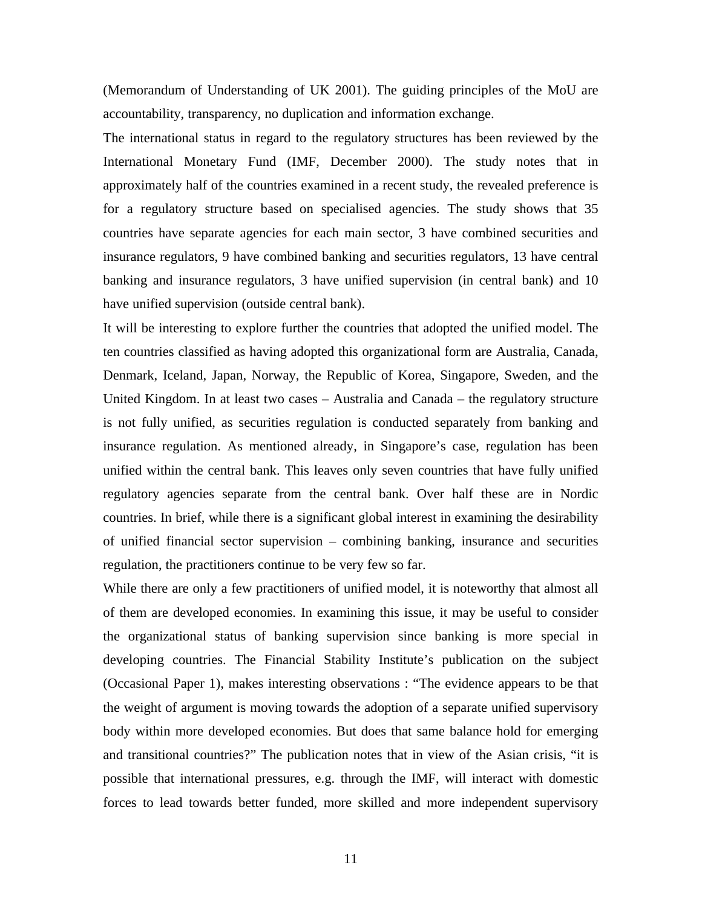(Memorandum of Understanding of UK 2001). The guiding principles of the MoU are accountability, transparency, no duplication and information exchange.

The international status in regard to the regulatory structures has been reviewed by the International Monetary Fund (IMF, December 2000). The study notes that in approximately half of the countries examined in a recent study, the revealed preference is for a regulatory structure based on specialised agencies. The study shows that 35 countries have separate agencies for each main sector, 3 have combined securities and insurance regulators, 9 have combined banking and securities regulators, 13 have central banking and insurance regulators, 3 have unified supervision (in central bank) and 10 have unified supervision (outside central bank).

It will be interesting to explore further the countries that adopted the unified model. The ten countries classified as having adopted this organizational form are Australia, Canada, Denmark, Iceland, Japan, Norway, the Republic of Korea, Singapore, Sweden, and the United Kingdom. In at least two cases – Australia and Canada – the regulatory structure is not fully unified, as securities regulation is conducted separately from banking and insurance regulation. As mentioned already, in Singapore's case, regulation has been unified within the central bank. This leaves only seven countries that have fully unified regulatory agencies separate from the central bank. Over half these are in Nordic countries. In brief, while there is a significant global interest in examining the desirability of unified financial sector supervision – combining banking, insurance and securities regulation, the practitioners continue to be very few so far.

While there are only a few practitioners of unified model, it is noteworthy that almost all of them are developed economies. In examining this issue, it may be useful to consider the organizational status of banking supervision since banking is more special in developing countries. The Financial Stability Institute's publication on the subject (Occasional Paper 1), makes interesting observations : "The evidence appears to be that the weight of argument is moving towards the adoption of a separate unified supervisory body within more developed economies. But does that same balance hold for emerging and transitional countries?" The publication notes that in view of the Asian crisis, "it is possible that international pressures, e.g. through the IMF, will interact with domestic forces to lead towards better funded, more skilled and more independent supervisory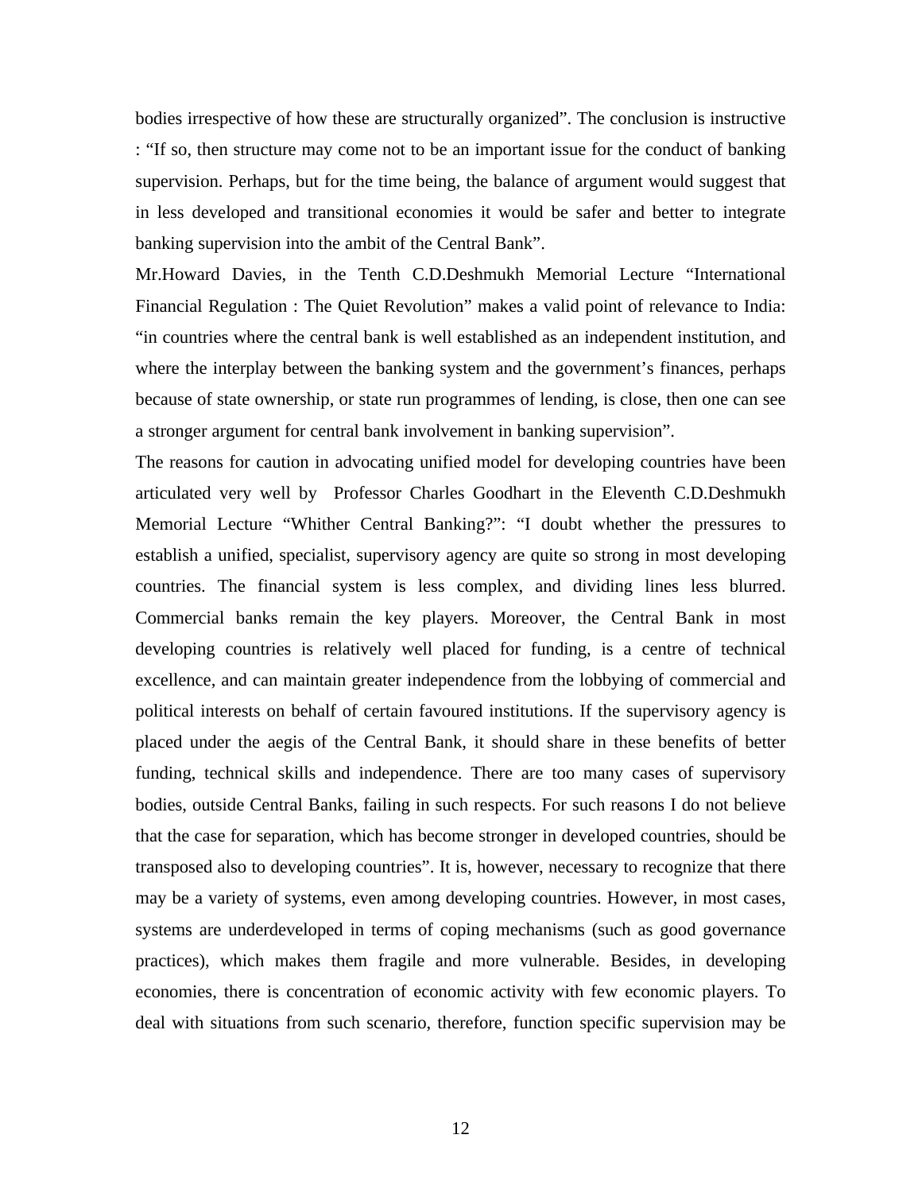bodies irrespective of how these are structurally organized". The conclusion is instructive : "If so, then structure may come not to be an important issue for the conduct of banking supervision. Perhaps, but for the time being, the balance of argument would suggest that in less developed and transitional economies it would be safer and better to integrate banking supervision into the ambit of the Central Bank".

Mr.Howard Davies, in the Tenth C.D.Deshmukh Memorial Lecture "International Financial Regulation : The Quiet Revolution" makes a valid point of relevance to India: "in countries where the central bank is well established as an independent institution, and where the interplay between the banking system and the government's finances, perhaps because of state ownership, or state run programmes of lending, is close, then one can see a stronger argument for central bank involvement in banking supervision".

The reasons for caution in advocating unified model for developing countries have been articulated very well by Professor Charles Goodhart in the Eleventh C.D.Deshmukh Memorial Lecture "Whither Central Banking?": "I doubt whether the pressures to establish a unified, specialist, supervisory agency are quite so strong in most developing countries. The financial system is less complex, and dividing lines less blurred. Commercial banks remain the key players. Moreover, the Central Bank in most developing countries is relatively well placed for funding, is a centre of technical excellence, and can maintain greater independence from the lobbying of commercial and political interests on behalf of certain favoured institutions. If the supervisory agency is placed under the aegis of the Central Bank, it should share in these benefits of better funding, technical skills and independence. There are too many cases of supervisory bodies, outside Central Banks, failing in such respects. For such reasons I do not believe that the case for separation, which has become stronger in developed countries, should be transposed also to developing countries". It is, however, necessary to recognize that there may be a variety of systems, even among developing countries. However, in most cases, systems are underdeveloped in terms of coping mechanisms (such as good governance practices), which makes them fragile and more vulnerable. Besides, in developing economies, there is concentration of economic activity with few economic players. To deal with situations from such scenario, therefore, function specific supervision may be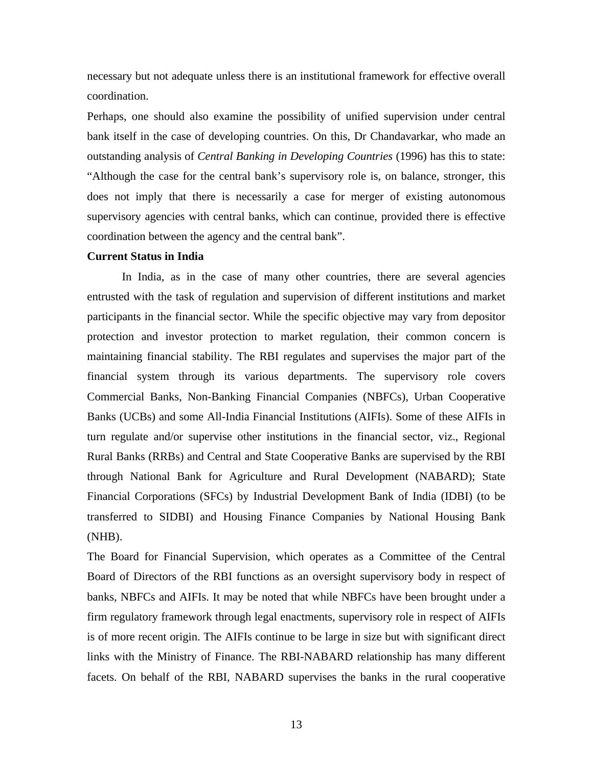necessary but not adequate unless there is an institutional framework for effective overall coordination.

Perhaps, one should also examine the possibility of unified supervision under central bank itself in the case of developing countries. On this, Dr Chandavarkar, who made an outstanding analysis of *Central Banking in Developing Countries* (1996) has this to state: "Although the case for the central bank's supervisory role is, on balance, stronger, this does not imply that there is necessarily a case for merger of existing autonomous supervisory agencies with central banks, which can continue, provided there is effective coordination between the agency and the central bank".

**Current Status in India**

In India, as in the case of many other countries, there are several agencies entrusted with the task of regulation and supervision of different institutions and market participants in the financial sector. While the specific objective may vary from depositor protection and investor protection to market regulation, their common concern is maintaining financial stability. The RBI regulates and supervises the major part of the financial system through its various departments. The supervisory role covers Commercial Banks, Non-Banking Financial Companies (NBFCs), Urban Cooperative Banks (UCBs) and some All-India Financial Institutions (AIFIs). Some of these AIFIs in turn regulate and/or supervise other institutions in the financial sector, viz., Regional Rural Banks (RRBs) and Central and State Cooperative Banks are supervised by the RBI through National Bank for Agriculture and Rural Development (NABARD); State Financial Corporations (SFCs) by Industrial Development Bank of India (IDBI) (to be transferred to SIDBI) and Housing Finance Companies by National Housing Bank (NHB).

The Board for Financial Supervision, which operates as a Committee of the Central Board of Directors of the RBI functions as an oversight supervisory body in respect of banks, NBFCs and AIFIs. It may be noted that while NBFCs have been brought under a firm regulatory framework through legal enactments, supervisory role in respect of AIFIs is of more recent origin. The AIFIs continue to be large in size but with significant direct links with the Ministry of Finance. The RBI-NABARD relationship has many different facets. On behalf of the RBI, NABARD supervises the banks in the rural cooperative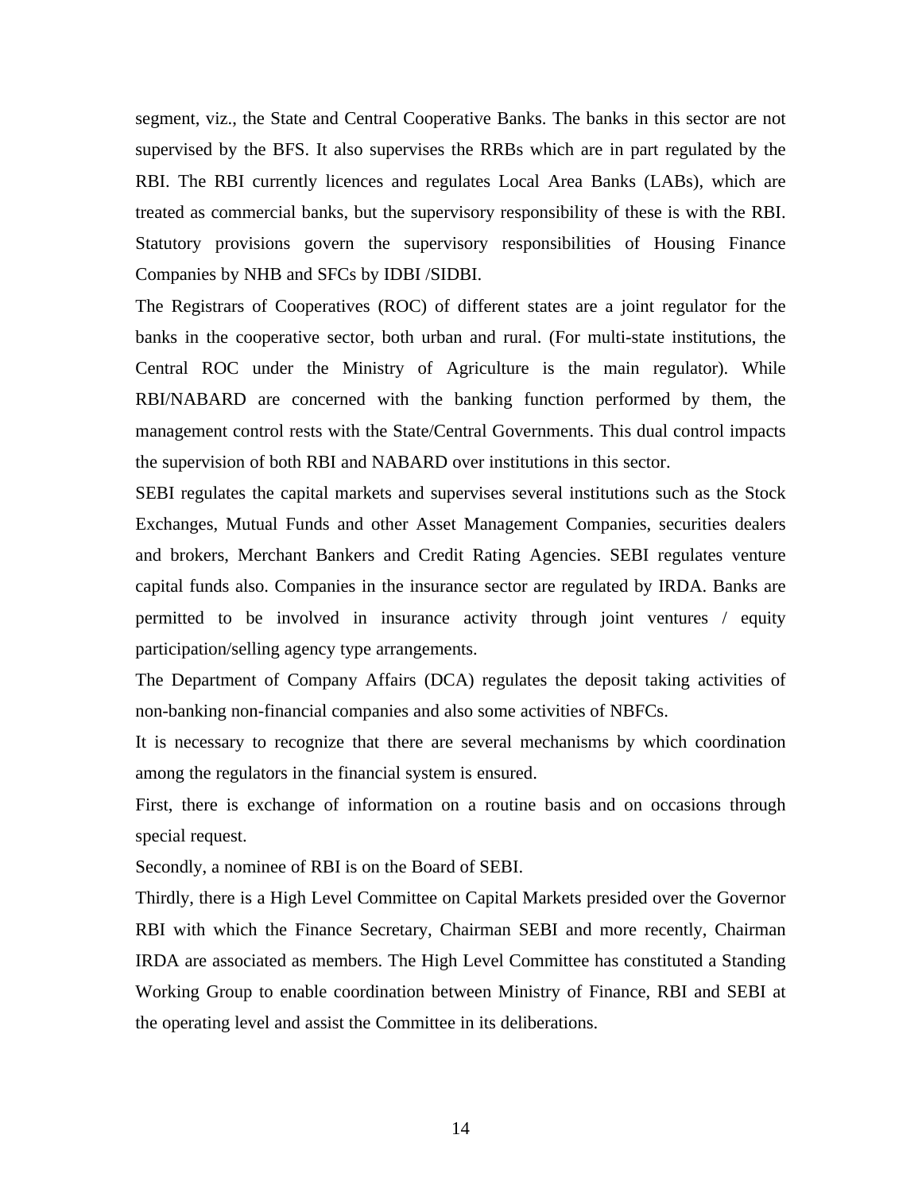segment, viz., the State and Central Cooperative Banks. The banks in this sector are not supervised by the BFS. It also supervises the RRBs which are in part regulated by the RBI. The RBI currently licences and regulates Local Area Banks (LABs), which are treated as commercial banks, but the supervisory responsibility of these is with the RBI. Statutory provisions govern the supervisory responsibilities of Housing Finance Companies by NHB and SFCs by IDBI /SIDBI.

The Registrars of Cooperatives (ROC) of different states are a joint regulator for the banks in the cooperative sector, both urban and rural. (For multi-state institutions, the Central ROC under the Ministry of Agriculture is the main regulator). While RBI/NABARD are concerned with the banking function performed by them, the management control rests with the State/Central Governments. This dual control impacts the supervision of both RBI and NABARD over institutions in this sector.

SEBI regulates the capital markets and supervises several institutions such as the Stock Exchanges, Mutual Funds and other Asset Management Companies, securities dealers and brokers, Merchant Bankers and Credit Rating Agencies. SEBI regulates venture capital funds also. Companies in the insurance sector are regulated by IRDA. Banks are permitted to be involved in insurance activity through joint ventures / equity participation/selling agency type arrangements.

The Department of Company Affairs (DCA) regulates the deposit taking activities of non-banking non-financial companies and also some activities of NBFCs.

It is necessary to recognize that there are several mechanisms by which coordination among the regulators in the financial system is ensured.

First, there is exchange of information on a routine basis and on occasions through special request.

Secondly, a nominee of RBI is on the Board of SEBI.

Thirdly, there is a High Level Committee on Capital Markets presided over the Governor RBI with which the Finance Secretary, Chairman SEBI and more recently, Chairman IRDA are associated as members. The High Level Committee has constituted a Standing Working Group to enable coordination between Ministry of Finance, RBI and SEBI at the operating level and assist the Committee in its deliberations.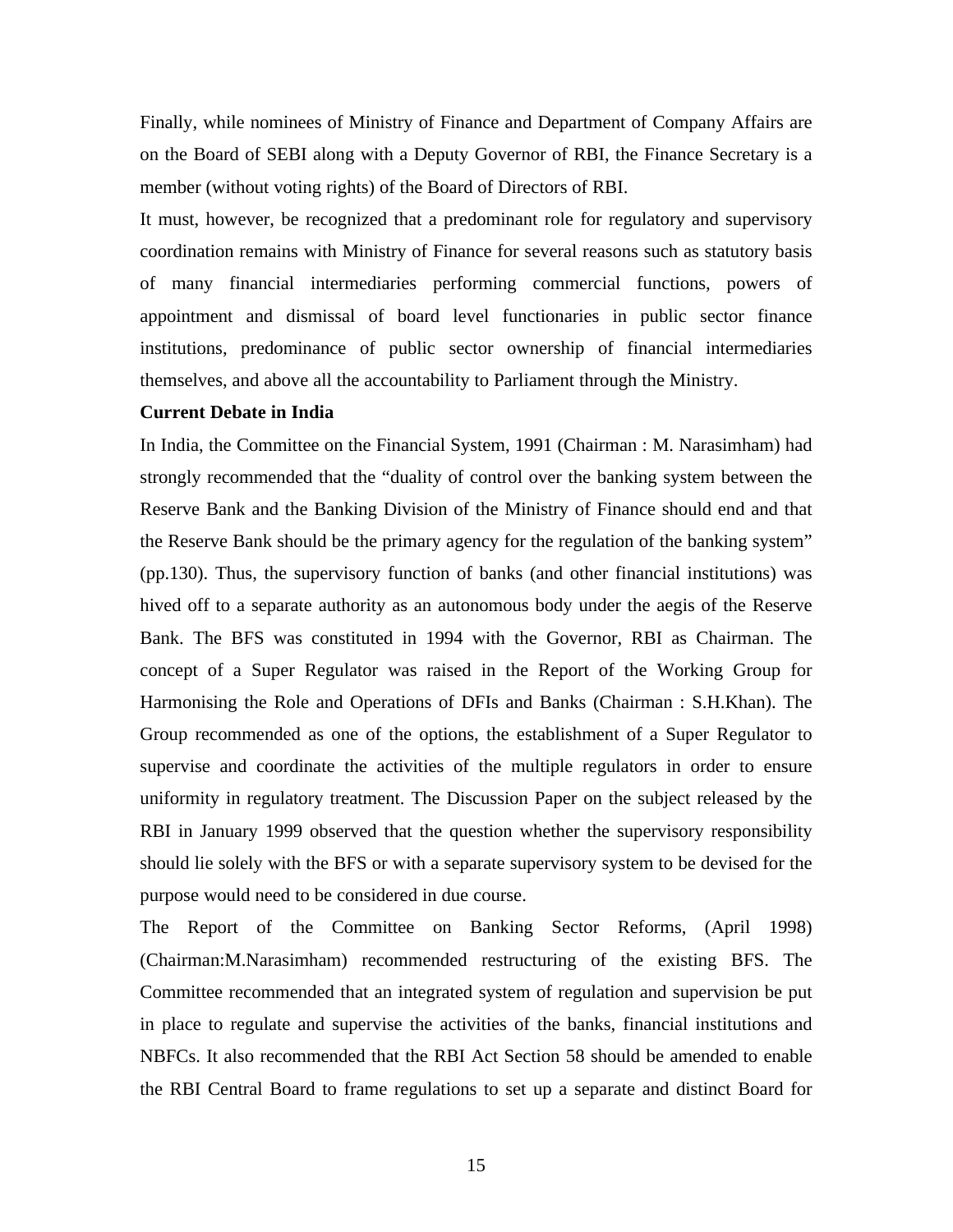Finally, while nominees of Ministry of Finance and Department of Company Affairs are on the Board of SEBI along with a Deputy Governor of RBI, the Finance Secretary is a member (without voting rights) of the Board of Directors of RBI.

It must, however, be recognized that a predominant role for regulatory and supervisory coordination remains with Ministry of Finance for several reasons such as statutory basis of many financial intermediaries performing commercial functions, powers of appointment and dismissal of board level functionaries in public sector finance institutions, predominance of public sector ownership of financial intermediaries themselves, and above all the accountability to Parliament through the Ministry.

**Current Debate in India**

In India, the Committee on the Financial System, 1991 (Chairman : M. Narasimham) had strongly recommended that the "duality of control over the banking system between the Reserve Bank and the Banking Division of the Ministry of Finance should end and that the Reserve Bank should be the primary agency for the regulation of the banking system" (pp.130). Thus, the supervisory function of banks (and other financial institutions) was hived off to a separate authority as an autonomous body under the aegis of the Reserve Bank. The BFS was constituted in 1994 with the Governor, RBI as Chairman. The concept of a Super Regulator was raised in the Report of the Working Group for Harmonising the Role and Operations of DFIs and Banks (Chairman : S.H.Khan). The Group recommended as one of the options, the establishment of a Super Regulator to supervise and coordinate the activities of the multiple regulators in order to ensure uniformity in regulatory treatment. The Discussion Paper on the subject released by the RBI in January 1999 observed that the question whether the supervisory responsibility should lie solely with the BFS or with a separate supervisory system to be devised for the purpose would need to be considered in due course.

The Report of the Committee on Banking Sector Reforms, (April 1998) (Chairman:M.Narasimham) recommended restructuring of the existing BFS. The Committee recommended that an integrated system of regulation and supervision be put in place to regulate and supervise the activities of the banks, financial institutions and NBFCs. It also recommended that the RBI Act Section 58 should be amended to enable the RBI Central Board to frame regulations to set up a separate and distinct Board for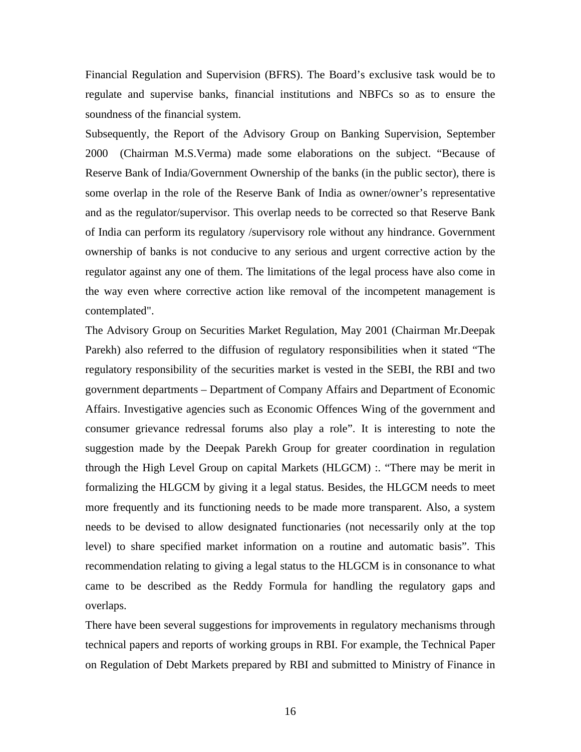Financial Regulation and Supervision (BFRS). The Board's exclusive task would be to regulate and supervise banks, financial institutions and NBFCs so as to ensure the soundness of the financial system.

Subsequently, the Report of the Advisory Group on Banking Supervision, September 2000 (Chairman M.S.Verma) made some elaborations on the subject. "Because of Reserve Bank of India/Government Ownership of the banks (in the public sector), there is some overlap in the role of the Reserve Bank of India as owner/owner's representative and as the regulator/supervisor. This overlap needs to be corrected so that Reserve Bank of India can perform its regulatory /supervisory role without any hindrance. Government ownership of banks is not conducive to any serious and urgent corrective action by the regulator against any one of them. The limitations of the legal process have also come in the way even where corrective action like removal of the incompetent management is contemplated".

The Advisory Group on Securities Market Regulation, May 2001 (Chairman Mr.Deepak Parekh) also referred to the diffusion of regulatory responsibilities when it stated "The regulatory responsibility of the securities market is vested in the SEBI, the RBI and two government departments – Department of Company Affairs and Department of Economic Affairs. Investigative agencies such as Economic Offences Wing of the government and consumer grievance redressal forums also play a role". It is interesting to note the suggestion made by the Deepak Parekh Group for greater coordination in regulation through the High Level Group on capital Markets (HLGCM) :. "There may be merit in formalizing the HLGCM by giving it a legal status. Besides, the HLGCM needs to meet more frequently and its functioning needs to be made more transparent. Also, a system needs to be devised to allow designated functionaries (not necessarily only at the top level) to share specified market information on a routine and automatic basis". This recommendation relating to giving a legal status to the HLGCM is in consonance to what came to be described as the Reddy Formula for handling the regulatory gaps and overlaps.

There have been several suggestions for improvements in regulatory mechanisms through technical papers and reports of working groups in RBI. For example, the Technical Paper on Regulation of Debt Markets prepared by RBI and submitted to Ministry of Finance in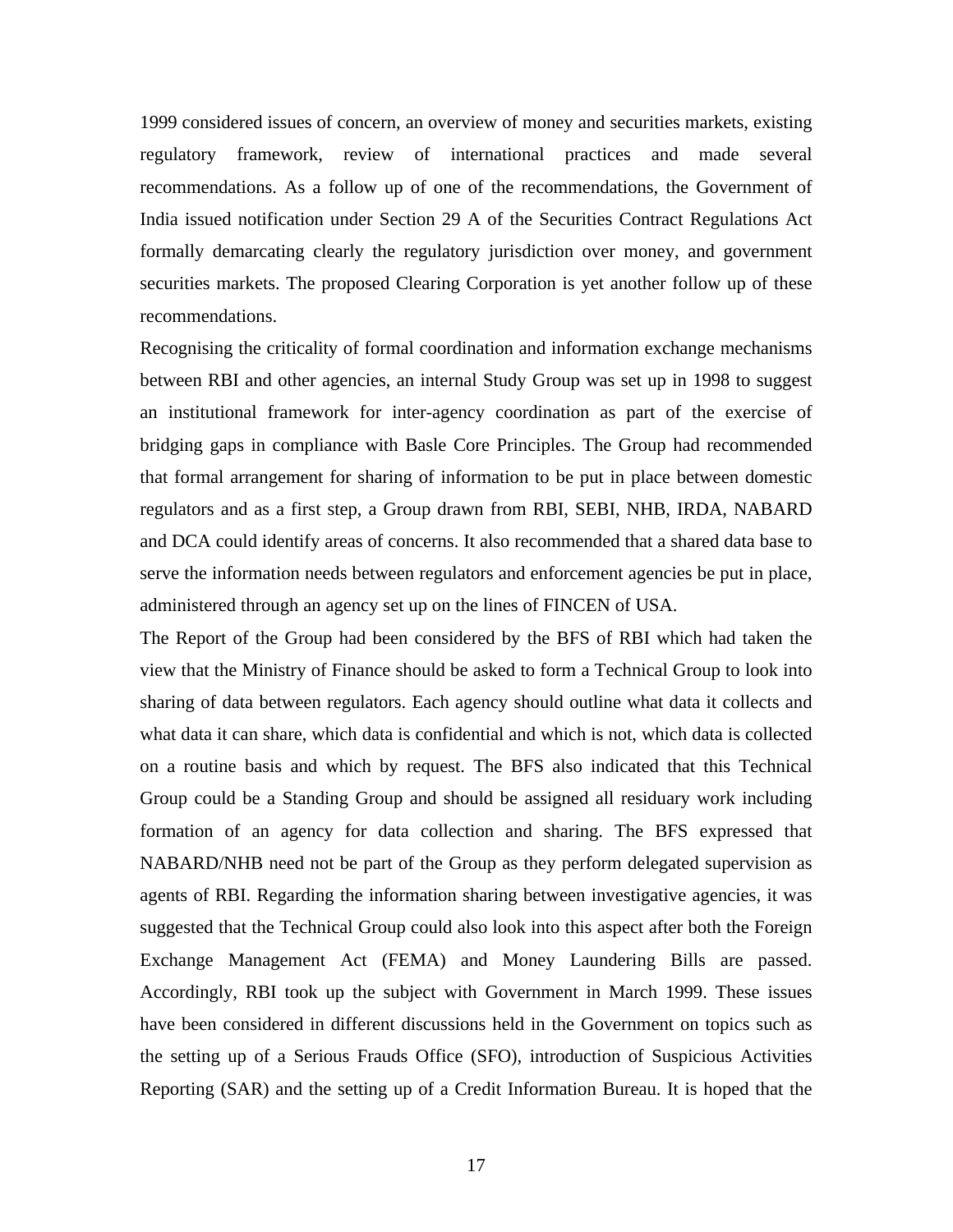1999 considered issues of concern, an overview of money and securities markets, existing regulatory framework, review of international practices and made several recommendations. As a follow up of one of the recommendations, the Government of India issued notification under Section 29 A of the Securities Contract Regulations Act formally demarcating clearly the regulatory jurisdiction over money, and government securities markets. The proposed Clearing Corporation is yet another follow up of these recommendations.

Recognising the criticality of formal coordination and information exchange mechanisms between RBI and other agencies, an internal Study Group was set up in 1998 to suggest an institutional framework for inter-agency coordination as part of the exercise of bridging gaps in compliance with Basle Core Principles. The Group had recommended that formal arrangement for sharing of information to be put in place between domestic regulators and as a first step, a Group drawn from RBI, SEBI, NHB, IRDA, NABARD and DCA could identify areas of concerns. It also recommended that a shared data base to serve the information needs between regulators and enforcement agencies be put in place, administered through an agency set up on the lines of FINCEN of USA.

The Report of the Group had been considered by the BFS of RBI which had taken the view that the Ministry of Finance should be asked to form a Technical Group to look into sharing of data between regulators. Each agency should outline what data it collects and what data it can share, which data is confidential and which is not, which data is collected on a routine basis and which by request. The BFS also indicated that this Technical Group could be a Standing Group and should be assigned all residuary work including formation of an agency for data collection and sharing. The BFS expressed that NABARD/NHB need not be part of the Group as they perform delegated supervision as agents of RBI. Regarding the information sharing between investigative agencies, it was suggested that the Technical Group could also look into this aspect after both the Foreign Exchange Management Act (FEMA) and Money Laundering Bills are passed. Accordingly, RBI took up the subject with Government in March 1999. These issues have been considered in different discussions held in the Government on topics such as the setting up of a Serious Frauds Office (SFO), introduction of Suspicious Activities Reporting (SAR) and the setting up of a Credit Information Bureau. It is hoped that the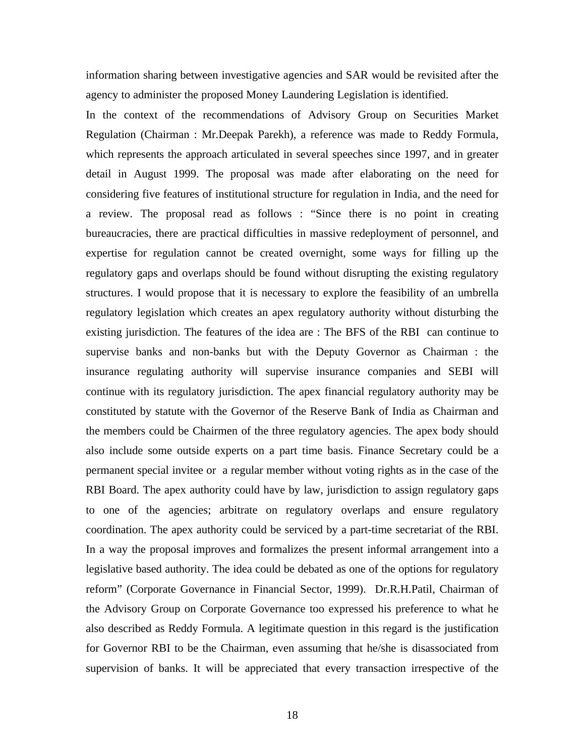information sharing between investigative agencies and SAR would be revisited after the agency to administer the proposed Money Laundering Legislation is identified.

In the context of the recommendations of Advisory Group on Securities Market Regulation (Chairman : Mr.Deepak Parekh), a reference was made to Reddy Formula, which represents the approach articulated in several speeches since 1997, and in greater detail in August 1999. The proposal was made after elaborating on the need for considering five features of institutional structure for regulation in India, and the need for a review. The proposal read as follows : "Since there is no point in creating bureaucracies, there are practical difficulties in massive redeployment of personnel, and expertise for regulation cannot be created overnight, some ways for filling up the regulatory gaps and overlaps should be found without disrupting the existing regulatory structures. I would propose that it is necessary to explore the feasibility of an umbrella regulatory legislation which creates an apex regulatory authority without disturbing the existing jurisdiction. The features of the idea are : The BFS of the RBI can continue to supervise banks and non-banks but with the Deputy Governor as Chairman : the insurance regulating authority will supervise insurance companies and SEBI will continue with its regulatory jurisdiction. The apex financial regulatory authority may be constituted by statute with the Governor of the Reserve Bank of India as Chairman and the members could be Chairmen of the three regulatory agencies. The apex body should also include some outside experts on a part time basis. Finance Secretary could be a permanent special invitee or a regular member without voting rights as in the case of the RBI Board. The apex authority could have by law, jurisdiction to assign regulatory gaps to one of the agencies; arbitrate on regulatory overlaps and ensure regulatory coordination. The apex authority could be serviced by a part-time secretariat of the RBI. In a way the proposal improves and formalizes the present informal arrangement into a legislative based authority. The idea could be debated as one of the options for regulatory reform" (Corporate Governance in Financial Sector, 1999). Dr.R.H.Patil, Chairman of the Advisory Group on Corporate Governance too expressed his preference to what he also described as Reddy Formula. A legitimate question in this regard is the justification for Governor RBI to be the Chairman, even assuming that he/she is disassociated from supervision of banks. It will be appreciated that every transaction irrespective of the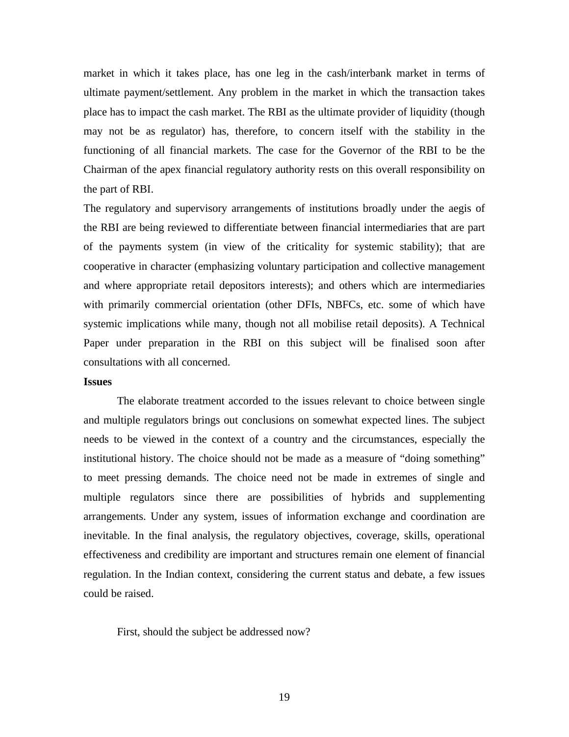market in which it takes place, has one leg in the cash/interbank market in terms of ultimate payment/settlement. Any problem in the market in which the transaction takes place has to impact the cash market. The RBI as the ultimate provider of liquidity (though may not be as regulator) has, therefore, to concern itself with the stability in the functioning of all financial markets. The case for the Governor of the RBI to be the Chairman of the apex financial regulatory authority rests on this overall responsibility on the part of RBI.

The regulatory and supervisory arrangements of institutions broadly under the aegis of the RBI are being reviewed to differentiate between financial intermediaries that are part of the payments system (in view of the criticality for systemic stability); that are cooperative in character (emphasizing voluntary participation and collective management and where appropriate retail depositors interests); and others which are intermediaries with primarily commercial orientation (other DFIs, NBFCs, etc. some of which have systemic implications while many, though not all mobilise retail deposits). A Technical Paper under preparation in the RBI on this subject will be finalised soon after consultations with all concerned.

**Issues**

The elaborate treatment accorded to the issues relevant to choice between single and multiple regulators brings out conclusions on somewhat expected lines. The subject needs to be viewed in the context of a country and the circumstances, especially the institutional history. The choice should not be made as a measure of "doing something" to meet pressing demands. The choice need not be made in extremes of single and multiple regulators since there are possibilities of hybrids and supplementing arrangements. Under any system, issues of information exchange and coordination are inevitable. In the final analysis, the regulatory objectives, coverage, skills, operational effectiveness and credibility are important and structures remain one element of financial regulation. In the Indian context, considering the current status and debate, a few issues could be raised.

First, should the subject be addressed now?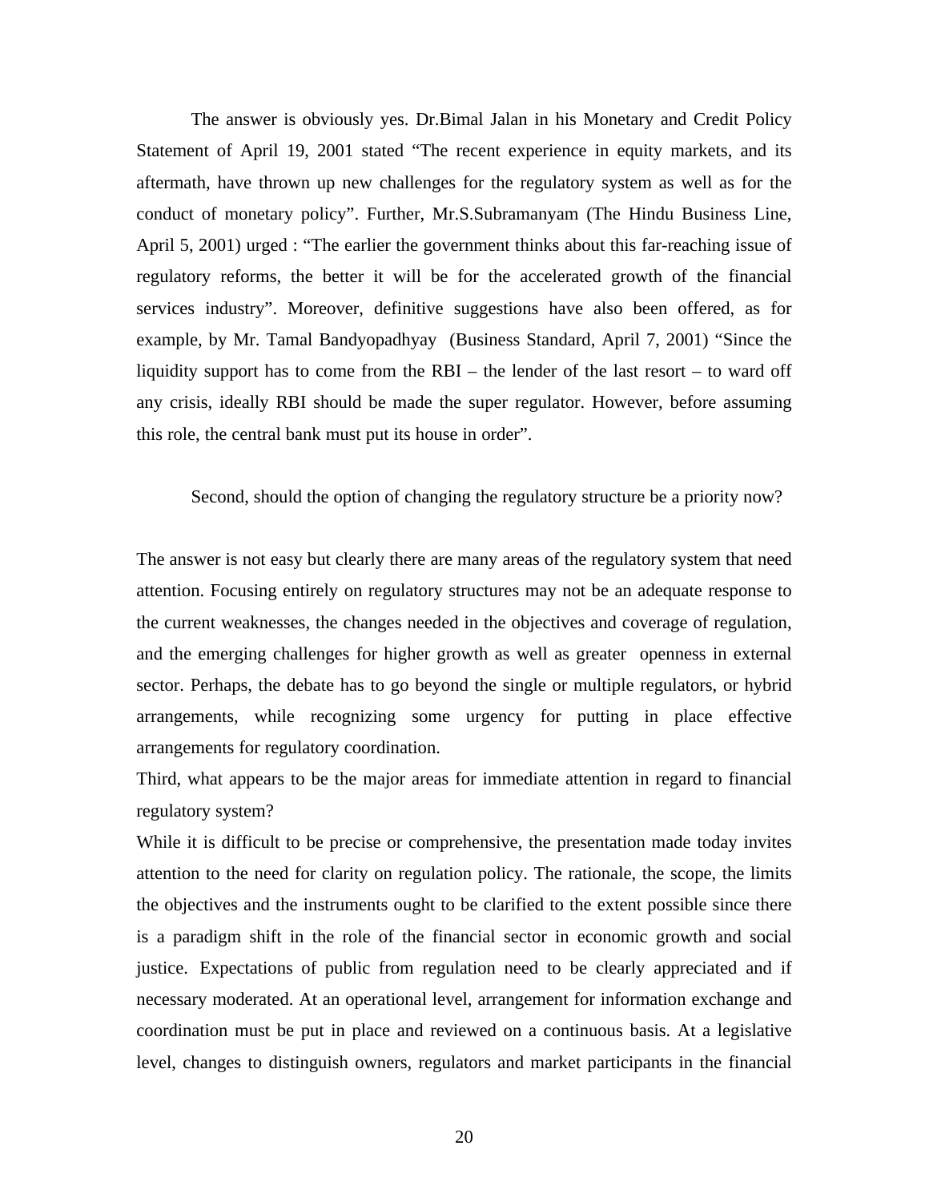The answer is obviously yes. Dr.Bimal Jalan in his Monetary and Credit Policy Statement of April 19, 2001 stated "The recent experience in equity markets, and its aftermath, have thrown up new challenges for the regulatory system as well as for the conduct of monetary policy". Further, Mr.S.Subramanyam (The Hindu Business Line, April 5, 2001) urged : "The earlier the government thinks about this far-reaching issue of regulatory reforms, the better it will be for the accelerated growth of the financial services industry". Moreover, definitive suggestions have also been offered, as for example, by Mr. Tamal Bandyopadhyay (Business Standard, April 7, 2001) "Since the liquidity support has to come from the RBI – the lender of the last resort – to ward off any crisis, ideally RBI should be made the super regulator. However, before assuming this role, the central bank must put its house in order".

Second, should the option of changing the regulatory structure be a priority now?

The answer is not easy but clearly there are many areas of the regulatory system that need attention. Focusing entirely on regulatory structures may not be an adequate response to the current weaknesses, the changes needed in the objectives and coverage of regulation, and the emerging challenges for higher growth as well as greater openness in external sector. Perhaps, the debate has to go beyond the single or multiple regulators, or hybrid arrangements, while recognizing some urgency for putting in place effective arrangements for regulatory coordination.

Third, what appears to be the major areas for immediate attention in regard to financial regulatory system?

While it is difficult to be precise or comprehensive, the presentation made today invites attention to the need for clarity on regulation policy. The rationale, the scope, the limits the objectives and the instruments ought to be clarified to the extent possible since there is a paradigm shift in the role of the financial sector in economic growth and social justice. Expectations of public from regulation need to be clearly appreciated and if necessary moderated. At an operational level, arrangement for information exchange and coordination must be put in place and reviewed on a continuous basis. At a legislative level, changes to distinguish owners, regulators and market participants in the financial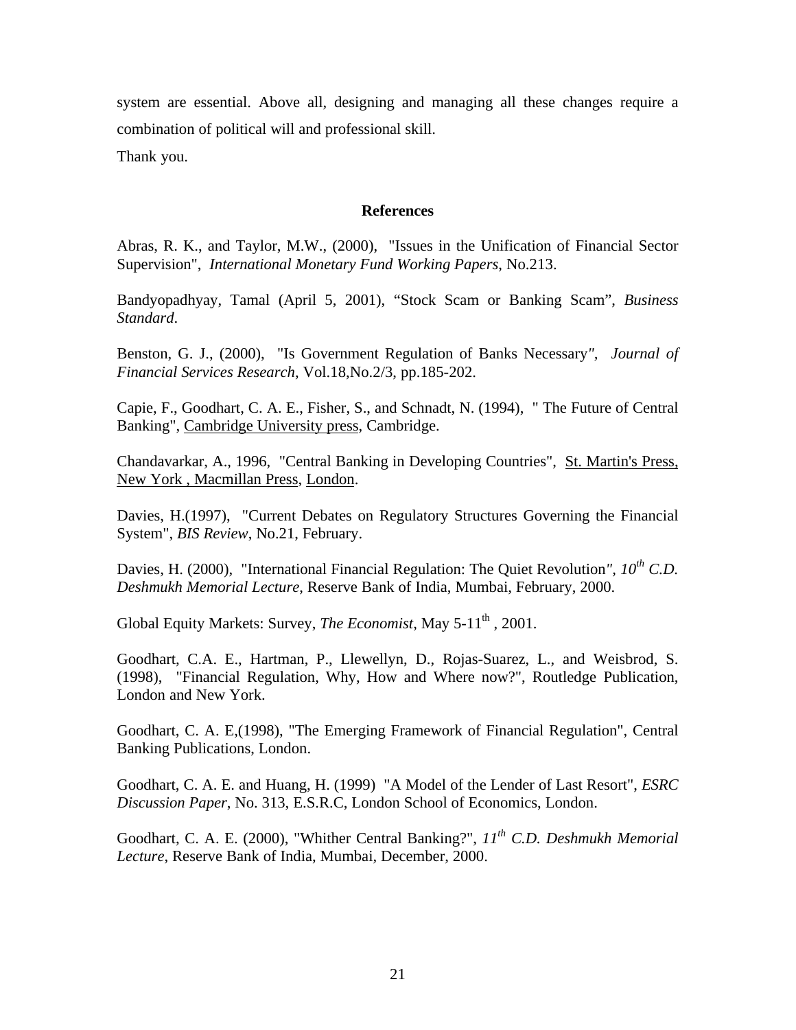system are essential. Above all, designing and managing all these changes require a combination of political will and professional skill.

Thank you.

## References

Abras, R. K., and Taylor, M.W., (2000), "Issues in the Unification of Financial Sector Supervision", *International Monetary Fund Working Papers*, No.213.

Bandyopadhyay, Tamal (April 5, 2001), "Stock Scam or Banking Scam", *Business Standard*.

Benston, G. J., (2000), "Is Government Regulation of Banks Necessary", *Journal of Financial Services Research*, Vol.18,No.2/3, pp.185-202.

Capie, F., Goodhart, C. A. E., Fisher, S., and Schnadt, N. (1994), " The Future of Central Banking", Cambridge University press, Cambridge.

Chandavarkar, A., 1996, "Central Banking in Developing Countries", St. Martin's Press, New York , Macmillan Press, London.

Davies, H.(1997), "Current Debates on Regulatory Structures Governing the Financial System", *BIS Review*, No.21, February.

Davies, H. (2000), "International Financial Regulation: The Quiet Revolution", *10th C.D. Deshmukh Memorial Lecture*, Reserve Bank of India, Mumbai, February, 2000.

Global Equity Markets: Survey, *The Economist*, May 5-11th , 2001.

Goodhart, C.A. E., Hartman, P., Llewellyn, D., Rojas-Suarez, L., and Weisbrod, S. (1998), "Financial Regulation, Why, How and Where now?", Routledge Publication, London and New York.

Goodhart, C. A. E,(1998), "The Emerging Framework of Financial Regulation", Central Banking Publications, London.

Goodhart, C. A. E. and Huang, H. (1999) "A Model of the Lender of Last Resort", *ESRC Discussion Paper*, No. 313, E.S.R.C, London School of Economics, London.

Goodhart, C. A. E. (2000), "Whither Central Banking?", *11th C.D. Deshmukh Memorial Lecture*, Reserve Bank of India, Mumbai, December, 2000.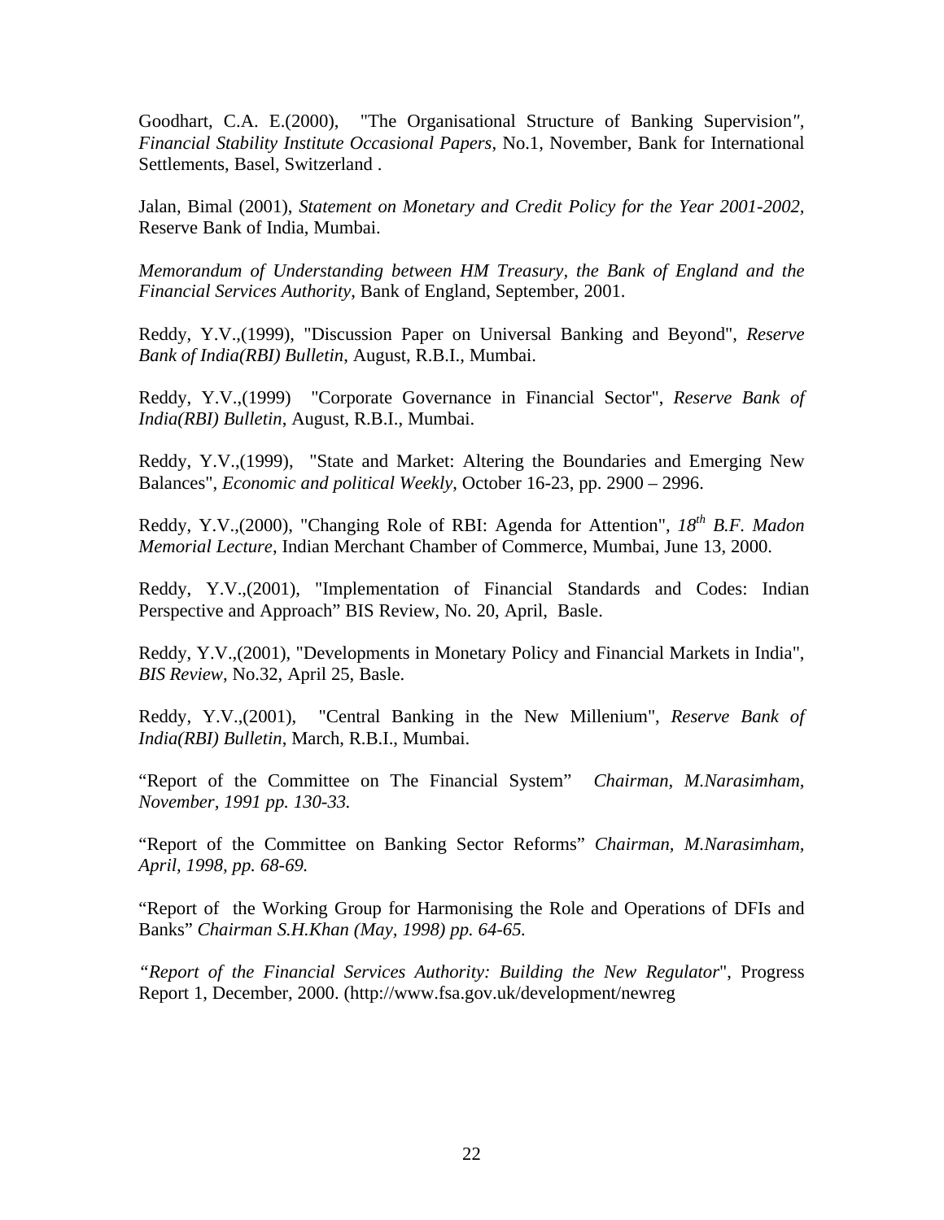Goodhart, C.A. E.(2000), "The Organisational Structure of Banking Supervision", *Financial Stability Institute Occasional Papers*, No.1, November, Bank for International Settlements, Basel, Switzerland .

Jalan, Bimal (2001), *Statement on Monetary and Credit Policy for the Year 2001-2002*, Reserve Bank of India, Mumbai.

*Memorandum of Understanding between HM Treasury, the Bank of England and the Financial Services Authority*, Bank of England, September, 2001.

Reddy, Y.V.,(1999), "Discussion Paper on Universal Banking and Beyond", *Reserve Bank of India(RBI) Bulletin*, August, R.B.I., Mumbai.

Reddy, Y.V.,(1999) "Corporate Governance in Financial Sector", *Reserve Bank of India(RBI) Bulletin*, August, R.B.I., Mumbai.

Reddy, Y.V.,(1999), "State and Market: Altering the Boundaries and Emerging New Balances", *Economic and political Weekly*, October 16-23, pp. 2900 – 2996.

Reddy, Y.V.,(2000), "Changing Role of RBI: Agenda for Attention", *18th B.F. Madon Memorial Lecture*, Indian Merchant Chamber of Commerce, Mumbai, June 13, 2000.

Reddy, Y.V.,(2001), "Implementation of Financial Standards and Codes: Indian Perspective and Approach" BIS Review, No. 20, April, Basle.

Reddy, Y.V.,(2001), "Developments in Monetary Policy and Financial Markets in India", *BIS Review*, No.32, April 25, Basle.

Reddy, Y.V.,(2001), "Central Banking in the New Millenium", *Reserve Bank of India(RBI) Bulletin*, March, R.B.I., Mumbai.

"Report of the Committee on The Financial System" *Chairman, M.Narasimham, November, 1991 pp. 130-33.*

"Report of the Committee on Banking Sector Reforms" *Chairman, M.Narasimham, April, 1998, pp. 68-69.*

"Report of the Working Group for Harmonising the Role and Operations of DFIs and Banks" *Chairman S.H.Khan (May, 1998) pp. 64-65.*

*"Report of the Financial Services Authority: Building the New Regulator*", Progress Report 1, December, 2000. (http://www.fsa.gov.uk/development/newreg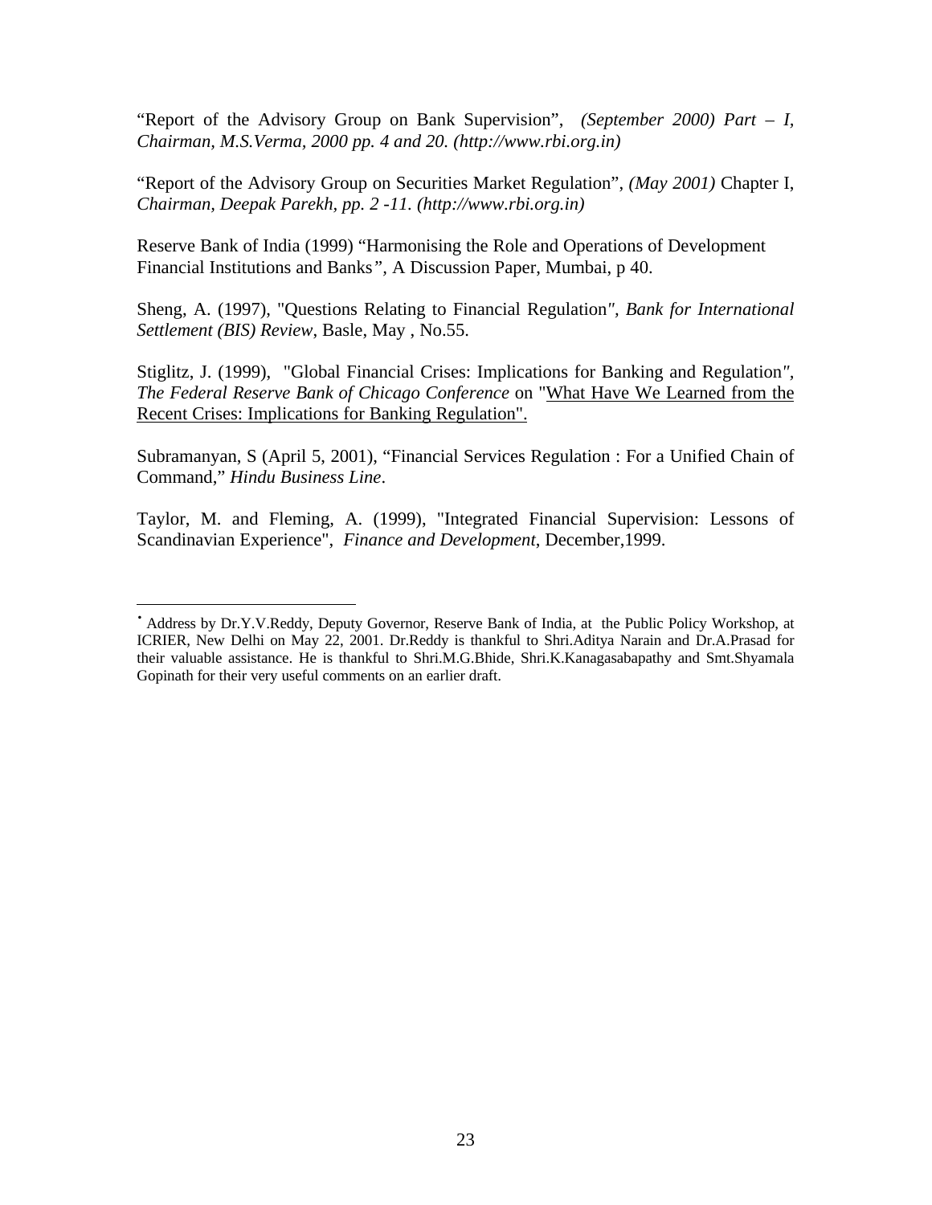"Report of the Advisory Group on Bank Supervision", *(September 2000) Part – I, Chairman, M.S.Verma, 2000 pp. 4 and 20. (http://www.rbi.org.in)*

"Report of the Advisory Group on Securities Market Regulation", *(May 2001)* Chapter I, *Chairman, Deepak Parekh, pp. 2 -11. (http://www.rbi.org.in)*

Reserve Bank of India (1999) "Harmonising the Role and Operations of Development Financial Institutions and Banks*"*, A Discussion Paper, Mumbai, p 40.

Sheng, A. (1997), "Questions Relating to Financial Regulation*"*, *Bank for International Settlement (BIS) Review*, Basle, May , No.55.

Stiglitz, J. (1999), "Global Financial Crises: Implications for Banking and Regulation*"*, *The Federal Reserve Bank of Chicago Conference* on "What Have We Learned from the Recent Crises: Implications for Banking Regulation".

Subramanyan, S (April 5, 2001), "Financial Services Regulation : For a Unified Chain of Command," *Hindu Business Line*.

Taylor, M. and Fleming, A. (1999), "Integrated Financial Supervision: Lessons of Scandinavian Experience", *Finance and Development*, December,1999.

---

• Address by Dr.Y.V.Reddy, Deputy Governor, Reserve Bank of India, at the Public Policy Workshop, at ICRIER, New Delhi on May 22, 2001. Dr.Reddy is thankful to Shri.Aditya Narain and Dr.A.Prasad for their valuable assistance. He is thankful to Shri.M.G.Bhide, Shri.K.Kanagasabapathy and Smt.Shyamala Gopinath for their very useful comments on an earlier draft.